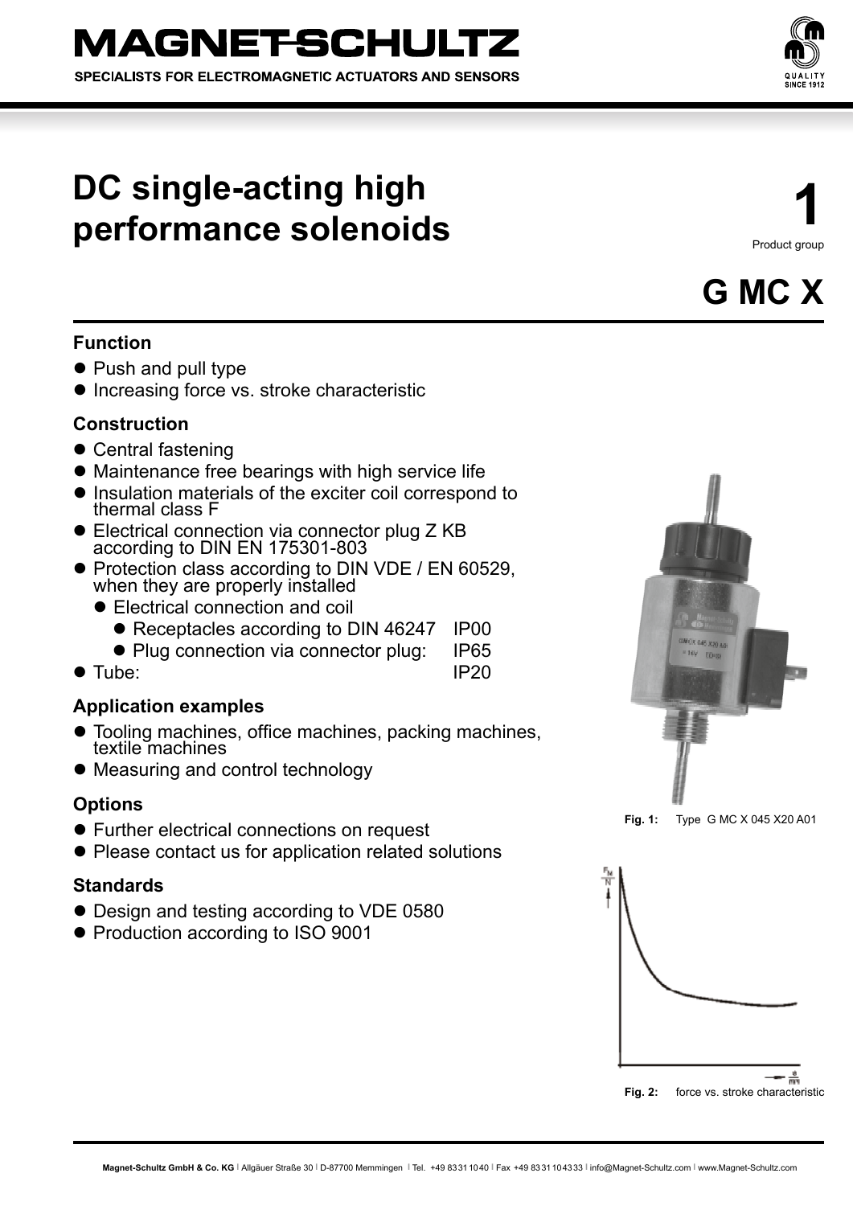# MAGNET-SCHULTZ

SPECIALISTS FOR ELECTROMAGNETIC ACTUATORS AND SENSORS

# DC single-acting high performance solenoids

**1**

Product group

## G MC X

### Function

- Push and pull type
- Increasing force vs. stroke characteristic

### Construction

- Central fastening
- Maintenance free bearings with high service life
- Insulation materials of the exciter coil correspond to thermal class F
- Electrical connection via connector plug Z KB according to DIN EN 175301-803
- Protection class according to DIN VDE / EN 60529, when they are properly installed
  - Electrical connection and coil
    - Receptacles according to DIN 46247 IP00
    - Plug connection via connector plug: IP65
- Tube: IP20

### Application examples

- Tooling machines, office machines, packing machines, textile machines
- Measuring and control technology

### Options

- Further electrical connections on request
- Please contact us for application related solutions

### Standards

- Design and testing according to VDE 0580
- Production according to ISO 9001

**Fig. 1:** Type G MC X 045 X20 A01

**Fig. 2:** force vs. stroke characteristic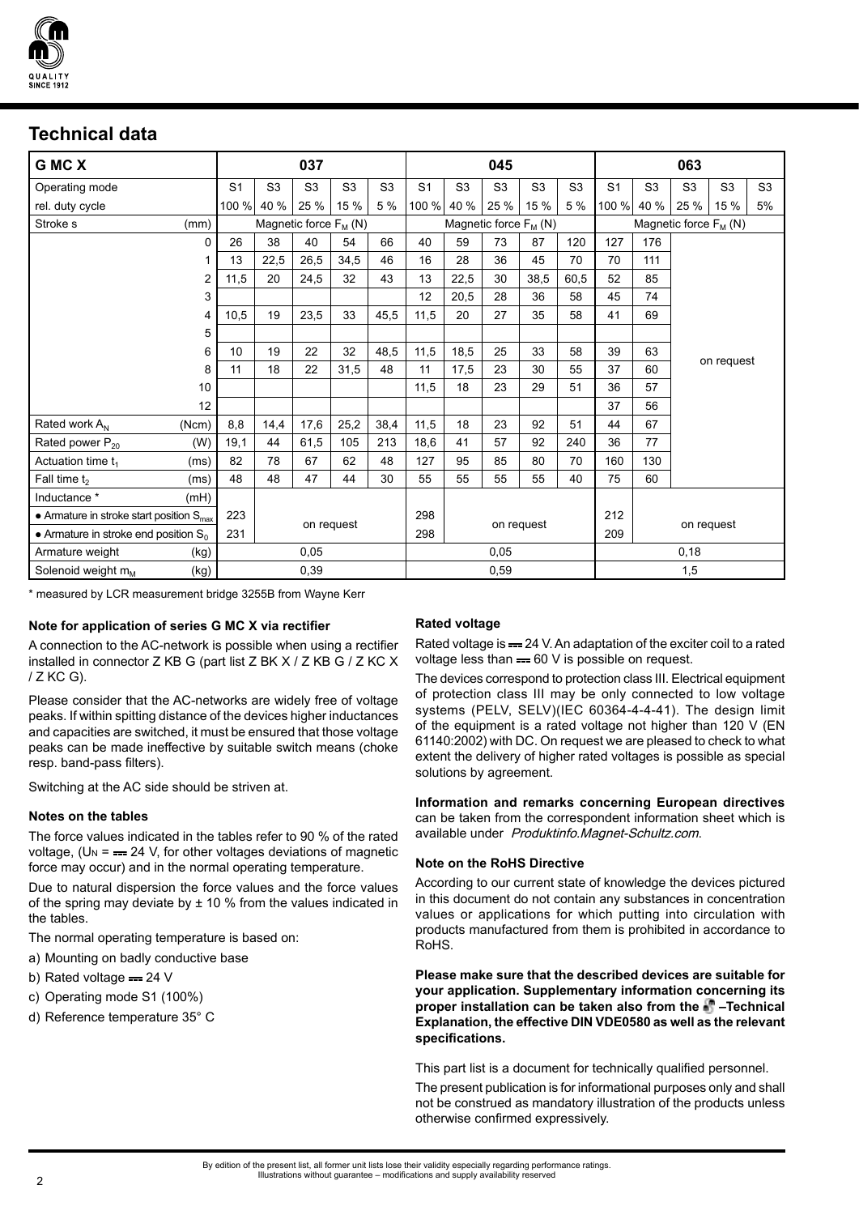## Technical data

| G MC X | | 037 | | | | | 045 | | | | | 063 | | | | |
|---|---|---|---|---|---|---|---|---|---|---|---|---|---|---|---|---|
| Operating mode | | S1 | S3 | S3 | S3 | S3 | S1 | S3 | S3 | S3 | S3 | S1 | S3 | S3 | S3 | S3 |
| rel. duty cycle | | 100 % | 40 % | 25 % | 15 % | 5 % | 100 % | 40 % | 25 % | 15 % | 5 % | 100 % | 40 % | 25 % | 15 % | 5% |
| Stroke s | (mm) | Magnetic force $F_M$ (N) | | | | | Magnetic force $F_M$ (N) | | | | | Magnetic force $F_M$ (N) | | | | |
| | 0 | 26 | 38 | 40 | 54 | 66 | 40 | 59 | 73 | 87 | 120 | 127 | 176 | on request | | |
| | 1 | 13 | 22,5 | 26,5 | 34,5 | 46 | 16 | 28 | 36 | 45 | 70 | 70 | 111 | | | |
| | 2 | 11,5 | 20 | 24,5 | 32 | 43 | 13 | 22,5 | 30 | 38,5 | 60,5 | 52 | 85 | | | |
| | 3 | | | | | | 12 | 20,5 | 28 | 36 | 58 | 45 | 74 | | | |
| | 4 | 10,5 | 19 | 23,5 | 33 | 45,5 | 11,5 | 20 | 27 | 35 | 58 | 41 | 69 | | | |
| | 5 | | | | | | | | | | | | | | | |
| | 6 | 10 | 19 | 22 | 32 | 48,5 | 11,5 | 18,5 | 25 | 33 | 58 | 39 | 63 | | | |
| | 8 | 11 | 18 | 22 | 31,5 | 48 | 11 | 17,5 | 23 | 30 | 55 | 37 | 60 | | | |
| | 10 | | | | | | 11,5 | 18 | 23 | 29 | 51 | 36 | 57 | | | |
| | 12 | | | | | | | | | | | 37 | 56 | | | |
| Rated work $A_N$ | (Ncm) | 8,8 | 14,4 | 17,6 | 25,2 | 38,4 | 11,5 | 18 | 23 | 92 | 51 | 44 | 67 | | | |
| Rated power $P_{20}$ | (W) | 19,1 | 44 | 61,5 | 105 | 213 | 18,6 | 41 | 57 | 92 | 240 | 36 | 77 | | | |
| Actuation time $t_1$ | (ms) | 82 | 78 | 67 | 62 | 48 | 127 | 95 | 85 | 80 | 70 | 160 | 130 | | | |
| Fall time $t_2$ | (ms) | 48 | 48 | 47 | 44 | 30 | 55 | 55 | 55 | 55 | 40 | 75 | 60 | | | |
| Inductance * | (mH) | | | | | | | | | | | | | | | |
| • Armature in stroke start position $S_{max}$ | | 223 | on request | | | | 298 | on request | | | | 212 | on request | | | |
| • Armature in stroke end position $S_0$ | | 231 | | | | | 298 | | | | | 209 | | | | |
| Armature weight | (kg) | 0,05 | | | | | 0,05 | | | | | 0,18 | | | | |
| Solenoid weight $m_M$ | (kg) | 0,39 | | | | | 0,59 | | | | | 1,5 | | | | |

\* measured by LCR measurement bridge 3255B from Wayne Kerr

**Note for application of series G MC X via rectifier**

A connection to the AC-network is possible when using a rectifier installed in connector Z KB G (part list Z BK X / Z KB G / Z KC X / Z KC G).

Please consider that the AC-networks are widely free of voltage peaks. If within spitting distance of the devices higher inductances and capacities are switched, it must be ensured that those voltage peaks can be made ineffective by suitable switch means (choke resp. band-pass filters).

Switching at the AC side should be striven at.

**Notes on the tables**

The force values indicated in the tables refer to 90 % of the rated voltage, ($U_N$ = ⎓ 24 V, for other voltages deviations of magnetic force may occur) and in the normal operating temperature.

Due to natural dispersion the force values and the force values of the spring may deviate by ± 10 % from the values indicated in the tables.

The normal operating temperature is based on:

a) Mounting on badly conductive base

b) Rated voltage ⎓ 24 V

c) Operating mode S1 (100%)

d) Reference temperature 35° C

**Rated voltage**

Rated voltage is ⎓ 24 V. An adaptation of the exciter coil to a rated voltage less than ⎓ 60 V is possible on request.

The devices correspond to protection class III. Electrical equipment of protection class III may be only connected to low voltage systems (PELV, SELV)(IEC 60364-4-4-41). The design limit of the equipment is a rated voltage not higher than 120 V (EN 61140:2002) with DC. On request we are pleased to check to what extent the delivery of higher rated voltages is possible as special solutions by agreement.

**Information and remarks concerning European directives** can be taken from the correspondent information sheet which is available under *Produktinfo.Magnet-Schultz.com*.

**Note on the RoHS Directive**

According to our current state of knowledge the devices pictured in this document do not contain any substances in concentration values or applications for which putting into circulation with products manufactured from them is prohibited in accordance to RoHS.

**Please make sure that the described devices are suitable for your application. Supplementary information concerning its proper installation can be taken also from the –Technical Explanation, the effective DIN VDE0580 as well as the relevant specifications.**

This part list is a document for technically qualified personnel.

The present publication is for informational purposes only and shall not be construed as mandatory illustration of the products unless otherwise confirmed expressively.

By edition of the present list, all former unit lists lose their validity especially regarding performance ratings.
Illustrations without guarantee – modifications and supply availability reserved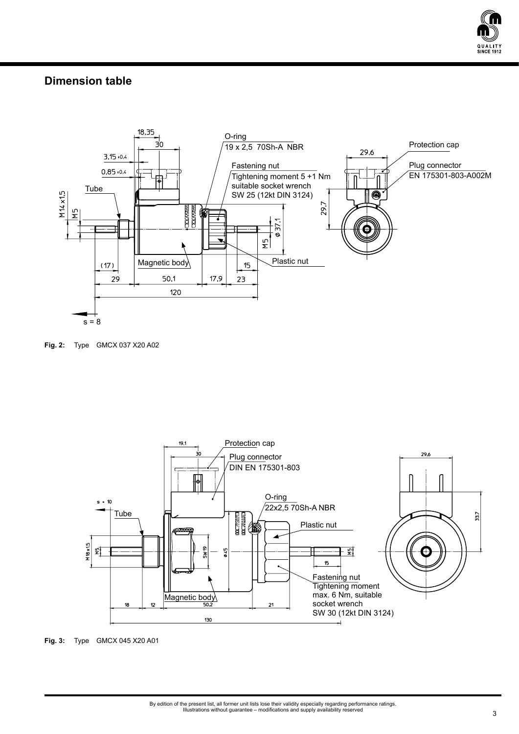## Dimension table

Protection cap

Plug connector
EN 175301-803-A002M

O-ring
19 x 2,5 70Sh-A NBR

Fastening nut
Tightening moment 5 +1 Nm
suitable socket wrench
SW 25 (12kt DIN 3124)

Tube

Magnetic body

Plastic nut

s = 8

**Fig. 2:** Type GMCX 037 X20 A02

Protection cap

Plug connector
DIN EN 175301-803

O-ring
22x2,5 70Sh-A NBR

Plastic nut

Tube

Magnetic body

Fastening nut
Tightening moment
max. 6 Nm, suitable
socket wrench
SW 30 (12kt DIN 3124)

s = 10

**Fig. 3:** Type GMCX 045 X20 A01

By edition of the present list, all former unit lists lose their validity especially regarding performance ratings.
Illustrations without guarantee – modifications and supply availability reserved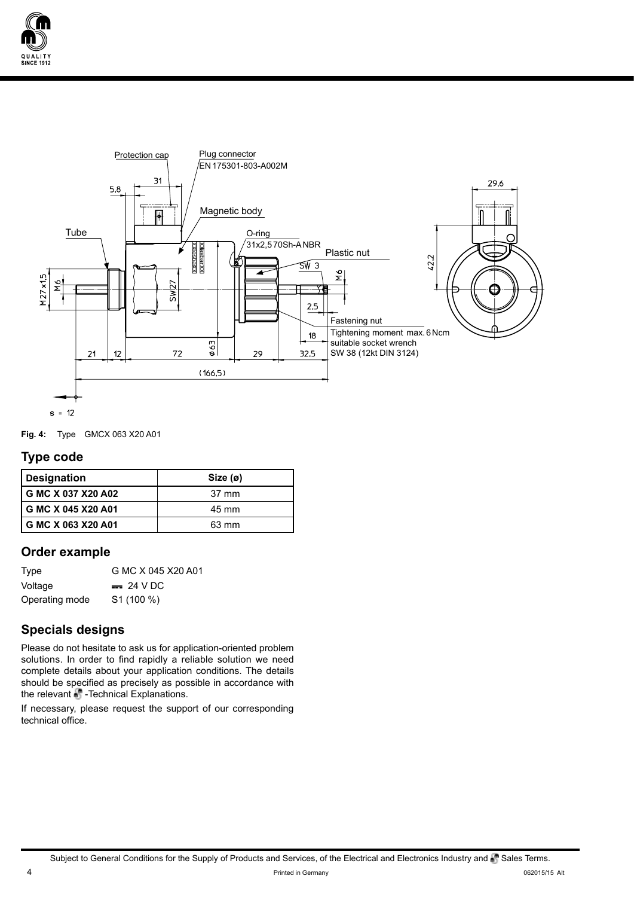Protection cap

Plug connector
EN 175301-803-A002M

Magnetic body

Tube

O-ring
31x2,5 70Sh-A NBR

Plastic nut

SW 3

Fastening nut
Tightening moment max. 6 Ncm
suitable socket wrench
SW 38 (12kt DIN 3124)

5,8 31 29,6 42,2 M27 x 1,5 M6 SW27 M6 2,5 18 ø 63 21 12 72 29 32,5 (166,5) s = 12

**Fig. 4:** Type GMCX 063 X20 A01

## Type code

| Designation | Size (ø) |
|---|---|
| G MC X 037 X20 A02 | 37 mm |
| G MC X 045 X20 A01 | 45 mm |
| G MC X 063 X20 A01 | 63 mm |

## Order example

| | |
|---|---|
| Type | G MC X 045 X20 A01 |
| Voltage | ⎓ 24 V DC |
| Operating mode | S1 (100 %) |

## Specials designs

Please do not hesitate to ask us for application-oriented problem solutions. In order to find rapidly a reliable solution we need complete details about your application conditions. The details should be specified as precisely as possible in accordance with the relevant -Technical Explanations.

If necessary, please request the support of our corresponding technical office.

Subject to General Conditions for the Supply of Products and Services, of the Electrical and Electronics Industry and Sales Terms.